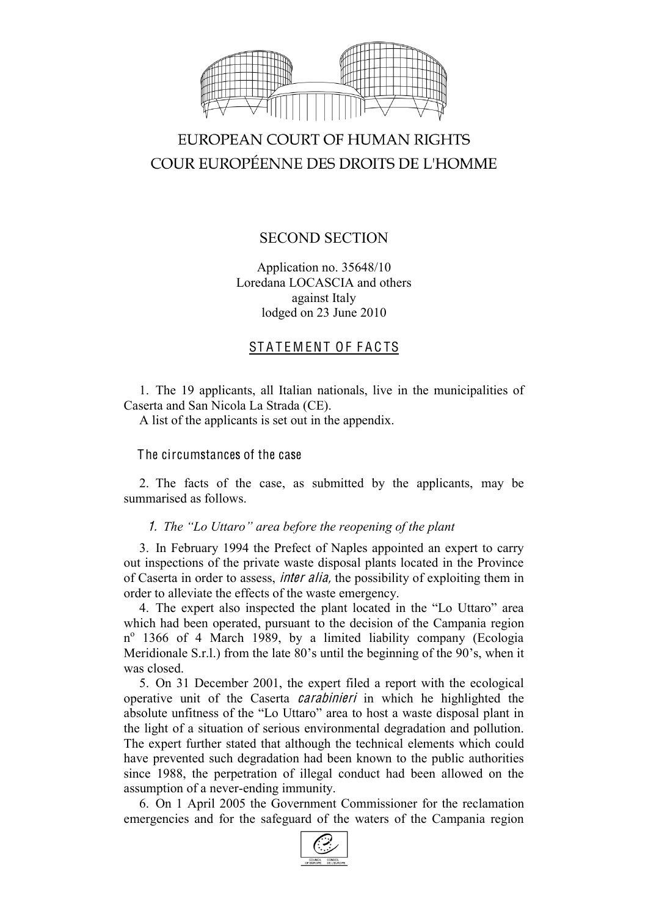# EUROPEAN COURT OF HUMAN RIGHTS
# COUR EUROPÉENNE DES DROITS DE L'HOMME

## SECOND SECTION

Application no. 35648/10
Loredana LOCASCIA and others
against Italy
lodged on 23 June 2010

## STATEMENT OF FACTS

1. The 19 applicants, all Italian nationals, live in the municipalities of Caserta and San Nicola La Strada (CE).

A list of the applicants is set out in the appendix.

### The circumstances of the case

2. The facts of the case, as submitted by the applicants, may be summarised as follows.

#### *1. The "Lo Uttaro" area before the reopening of the plant*

3. In February 1994 the Prefect of Naples appointed an expert to carry out inspections of the private waste disposal plants located in the Province of Caserta in order to assess, *inter alia,* the possibility of exploiting them in order to alleviate the effects of the waste emergency.

4. The expert also inspected the plant located in the "Lo Uttaro" area which had been operated, pursuant to the decision of the Campania region n° 1366 of 4 March 1989, by a limited liability company (Ecologia Meridionale S.r.l.) from the late 80's until the beginning of the 90's, when it was closed.

5. On 31 December 2001, the expert filed a report with the ecological operative unit of the Caserta *carabinieri* in which he highlighted the absolute unfitness of the "Lo Uttaro" area to host a waste disposal plant in the light of a situation of serious environmental degradation and pollution. The expert further stated that although the technical elements which could have prevented such degradation had been known to the public authorities since 1988, the perpetration of illegal conduct had been allowed on the assumption of a never-ending immunity.

6. On 1 April 2005 the Government Commissioner for the reclamation emergencies and for the safeguard of the waters of the Campania region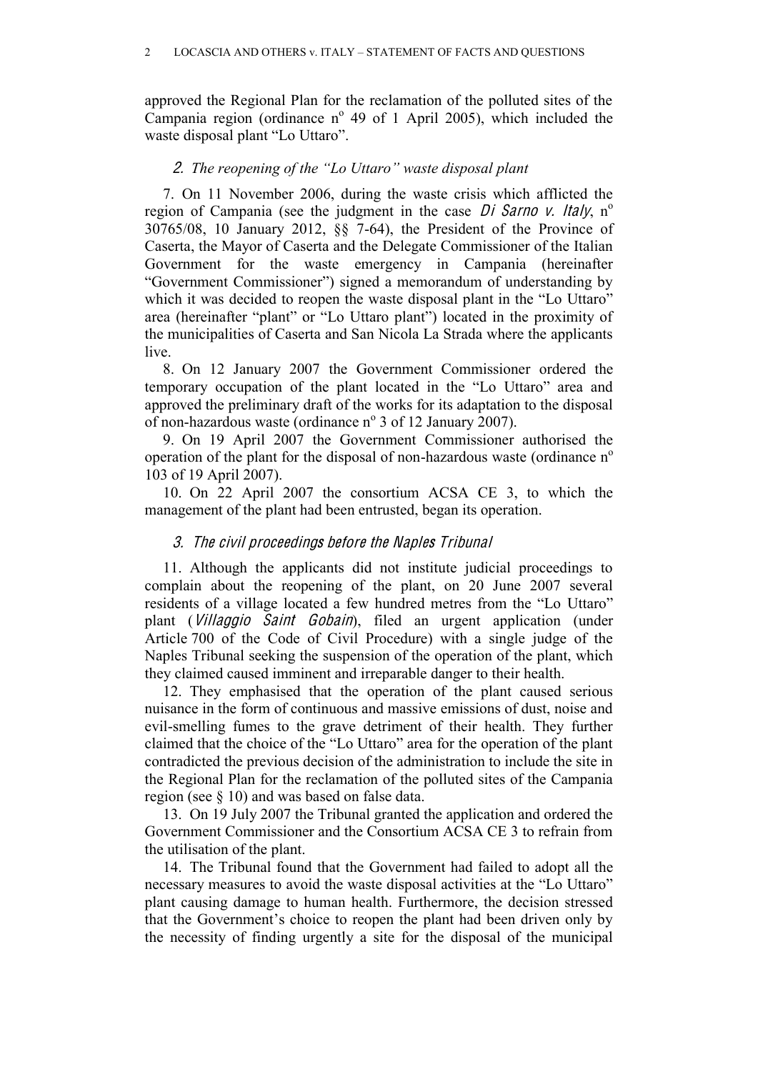approved the Regional Plan for the reclamation of the polluted sites of the Campania region (ordinance n° 49 of 1 April 2005), which included the waste disposal plant "Lo Uttaro".

### *2. The reopening of the "Lo Uttaro" waste disposal plant*

7. On 11 November 2006, during the waste crisis which afflicted the region of Campania (see the judgment in the case *Di Sarno v. Italy*, n° 30765/08, 10 January 2012, §§ 7-64), the President of the Province of Caserta, the Mayor of Caserta and the Delegate Commissioner of the Italian Government for the waste emergency in Campania (hereinafter "Government Commissioner") signed a memorandum of understanding by which it was decided to reopen the waste disposal plant in the "Lo Uttaro" area (hereinafter "plant" or "Lo Uttaro plant") located in the proximity of the municipalities of Caserta and San Nicola La Strada where the applicants live.

8. On 12 January 2007 the Government Commissioner ordered the temporary occupation of the plant located in the "Lo Uttaro" area and approved the preliminary draft of the works for its adaptation to the disposal of non-hazardous waste (ordinance n° 3 of 12 January 2007).

9. On 19 April 2007 the Government Commissioner authorised the operation of the plant for the disposal of non-hazardous waste (ordinance n° 103 of 19 April 2007).

10. On 22 April 2007 the consortium ACSA CE 3, to which the management of the plant had been entrusted, began its operation.

### *3. The civil proceedings before the Naples Tribunal*

11. Although the applicants did not institute judicial proceedings to complain about the reopening of the plant, on 20 June 2007 several residents of a village located a few hundred metres from the "Lo Uttaro" plant (*Villaggio Saint Gobain*), filed an urgent application (under Article 700 of the Code of Civil Procedure) with a single judge of the Naples Tribunal seeking the suspension of the operation of the plant, which they claimed caused imminent and irreparable danger to their health.

12. They emphasised that the operation of the plant caused serious nuisance in the form of continuous and massive emissions of dust, noise and evil-smelling fumes to the grave detriment of their health. They further claimed that the choice of the "Lo Uttaro" area for the operation of the plant contradicted the previous decision of the administration to include the site in the Regional Plan for the reclamation of the polluted sites of the Campania region (see § 10) and was based on false data.

13. On 19 July 2007 the Tribunal granted the application and ordered the Government Commissioner and the Consortium ACSA CE 3 to refrain from the utilisation of the plant.

14. The Tribunal found that the Government had failed to adopt all the necessary measures to avoid the waste disposal activities at the "Lo Uttaro" plant causing damage to human health. Furthermore, the decision stressed that the Government's choice to reopen the plant had been driven only by the necessity of finding urgently a site for the disposal of the municipal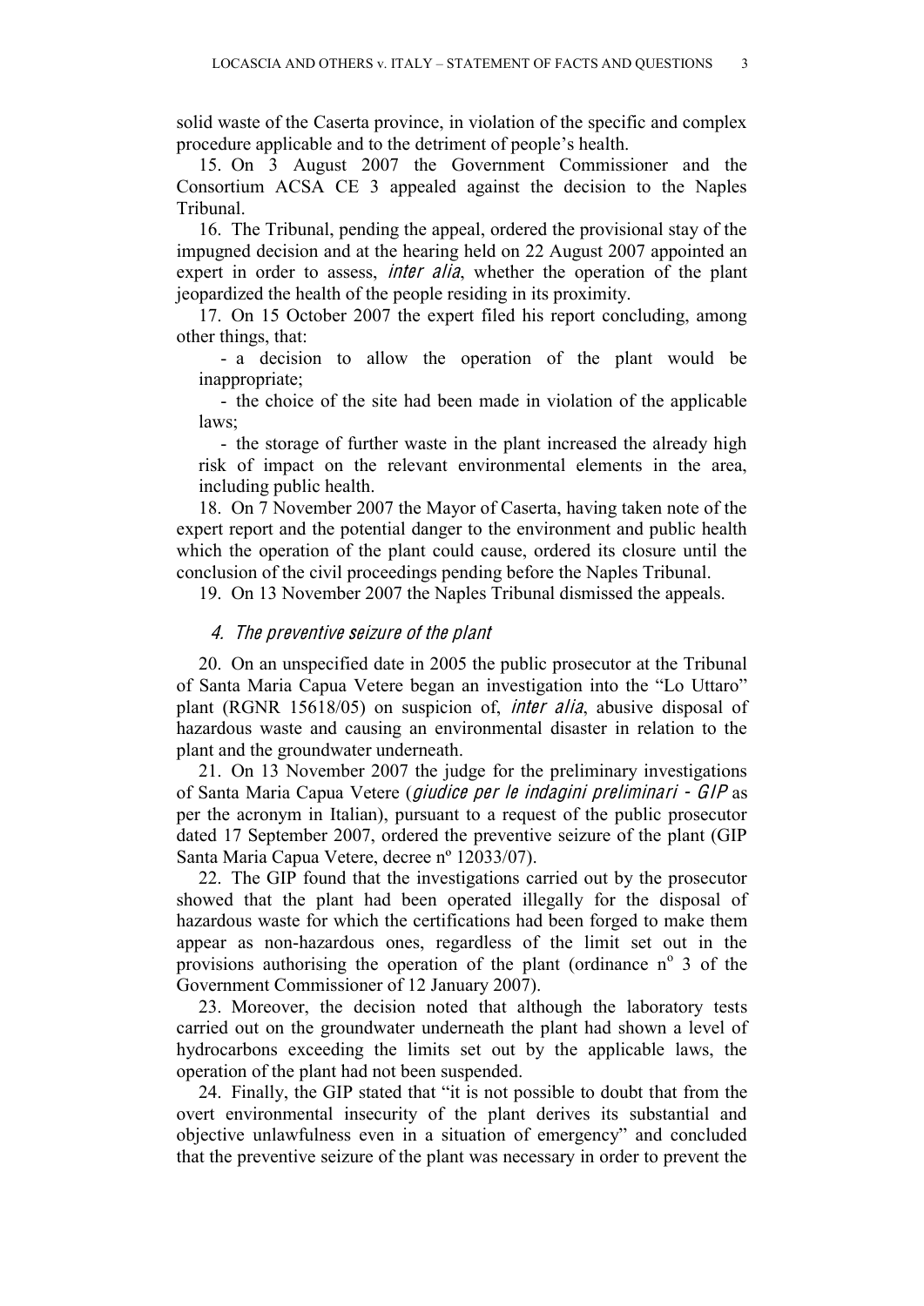solid waste of the Caserta province, in violation of the specific and complex procedure applicable and to the detriment of people's health.

15. On 3 August 2007 the Government Commissioner and the Consortium ACSA CE 3 appealed against the decision to the Naples Tribunal.

16. The Tribunal, pending the appeal, ordered the provisional stay of the impugned decision and at the hearing held on 22 August 2007 appointed an expert in order to assess, *inter alia*, whether the operation of the plant jeopardized the health of the people residing in its proximity.

17. On 15 October 2007 the expert filed his report concluding, among other things, that:

- a decision to allow the operation of the plant would be inappropriate;
- the choice of the site had been made in violation of the applicable laws;
- the storage of further waste in the plant increased the already high risk of impact on the relevant environmental elements in the area, including public health.

18. On 7 November 2007 the Mayor of Caserta, having taken note of the expert report and the potential danger to the environment and public health which the operation of the plant could cause, ordered its closure until the conclusion of the civil proceedings pending before the Naples Tribunal.

19. On 13 November 2007 the Naples Tribunal dismissed the appeals.

### *4. The preventive seizure of the plant*

20. On an unspecified date in 2005 the public prosecutor at the Tribunal of Santa Maria Capua Vetere began an investigation into the "Lo Uttaro" plant (RGNR 15618/05) on suspicion of, *inter alia*, abusive disposal of hazardous waste and causing an environmental disaster in relation to the plant and the groundwater underneath.

21. On 13 November 2007 the judge for the preliminary investigations of Santa Maria Capua Vetere (*giudice per le indagini preliminari - GIP* as per the acronym in Italian), pursuant to a request of the public prosecutor dated 17 September 2007, ordered the preventive seizure of the plant (GIP Santa Maria Capua Vetere, decree nº 12033/07).

22. The GIP found that the investigations carried out by the prosecutor showed that the plant had been operated illegally for the disposal of hazardous waste for which the certifications had been forged to make them appear as non-hazardous ones, regardless of the limit set out in the provisions authorising the operation of the plant (ordinance nº 3 of the Government Commissioner of 12 January 2007).

23. Moreover, the decision noted that although the laboratory tests carried out on the groundwater underneath the plant had shown a level of hydrocarbons exceeding the limits set out by the applicable laws, the operation of the plant had not been suspended.

24. Finally, the GIP stated that "it is not possible to doubt that from the overt environmental insecurity of the plant derives its substantial and objective unlawfulness even in a situation of emergency" and concluded that the preventive seizure of the plant was necessary in order to prevent the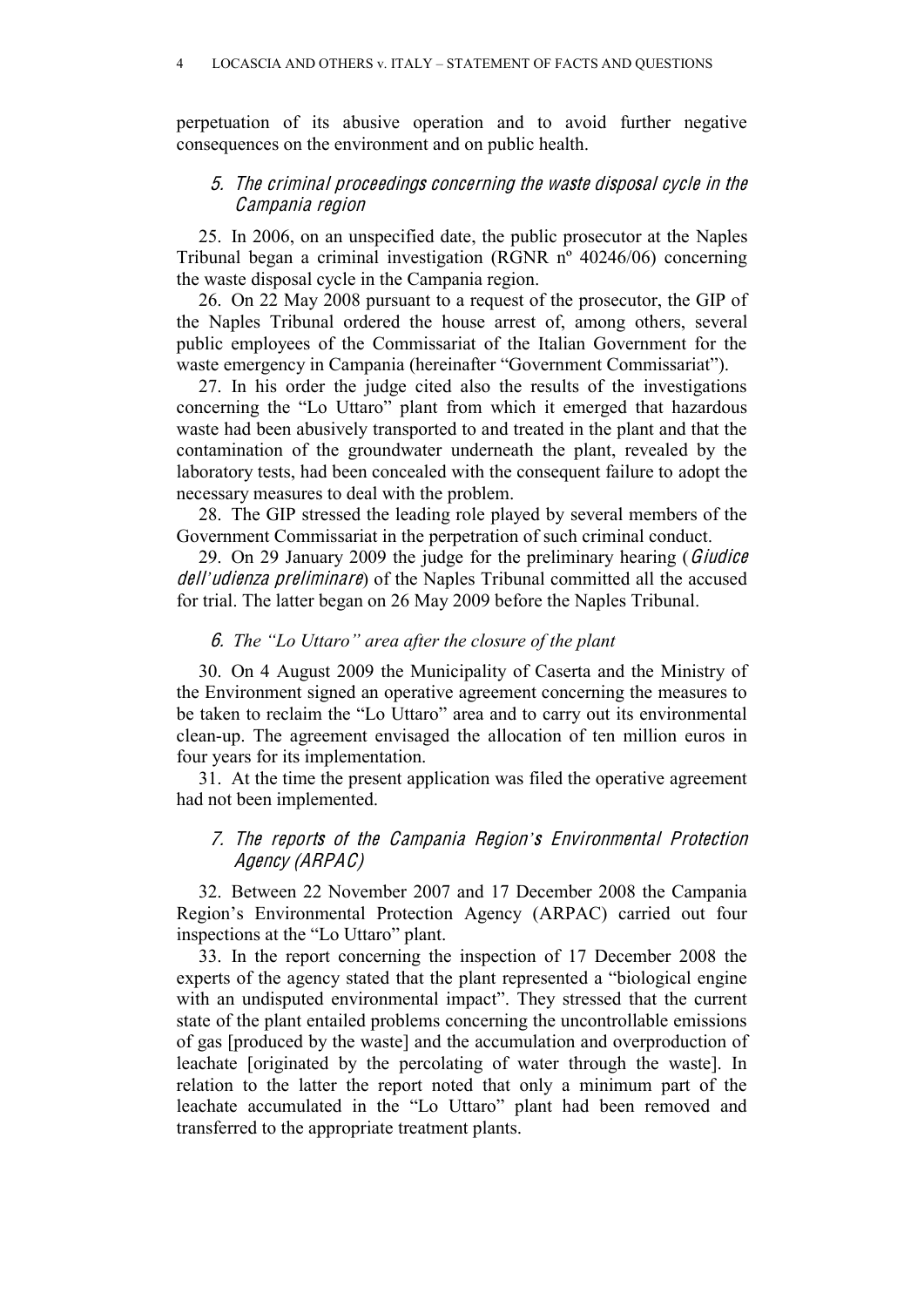perpetuation of its abusive operation and to avoid further negative consequences on the environment and on public health.

### 5. *The criminal proceedings concerning the waste disposal cycle in the Campania region*

25. In 2006, on an unspecified date, the public prosecutor at the Naples Tribunal began a criminal investigation (RGNR nº 40246/06) concerning the waste disposal cycle in the Campania region.

26. On 22 May 2008 pursuant to a request of the prosecutor, the GIP of the Naples Tribunal ordered the house arrest of, among others, several public employees of the Commissariat of the Italian Government for the waste emergency in Campania (hereinafter "Government Commissariat").

27. In his order the judge cited also the results of the investigations concerning the "Lo Uttaro" plant from which it emerged that hazardous waste had been abusively transported to and treated in the plant and that the contamination of the groundwater underneath the plant, revealed by the laboratory tests, had been concealed with the consequent failure to adopt the necessary measures to deal with the problem.

28. The GIP stressed the leading role played by several members of the Government Commissariat in the perpetration of such criminal conduct.

29. On 29 January 2009 the judge for the preliminary hearing (*Giudice dell'udienza preliminare*) of the Naples Tribunal committed all the accused for trial. The latter began on 26 May 2009 before the Naples Tribunal.

### 6. *The "Lo Uttaro" area after the closure of the plant*

30. On 4 August 2009 the Municipality of Caserta and the Ministry of the Environment signed an operative agreement concerning the measures to be taken to reclaim the "Lo Uttaro" area and to carry out its environmental clean-up. The agreement envisaged the allocation of ten million euros in four years for its implementation.

31. At the time the present application was filed the operative agreement had not been implemented.

### 7. *The reports of the Campania Region's Environmental Protection Agency (ARPAC)*

32. Between 22 November 2007 and 17 December 2008 the Campania Region's Environmental Protection Agency (ARPAC) carried out four inspections at the "Lo Uttaro" plant.

33. In the report concerning the inspection of 17 December 2008 the experts of the agency stated that the plant represented a "biological engine with an undisputed environmental impact". They stressed that the current state of the plant entailed problems concerning the uncontrollable emissions of gas [produced by the waste] and the accumulation and overproduction of leachate [originated by the percolating of water through the waste]. In relation to the latter the report noted that only a minimum part of the leachate accumulated in the "Lo Uttaro" plant had been removed and transferred to the appropriate treatment plants.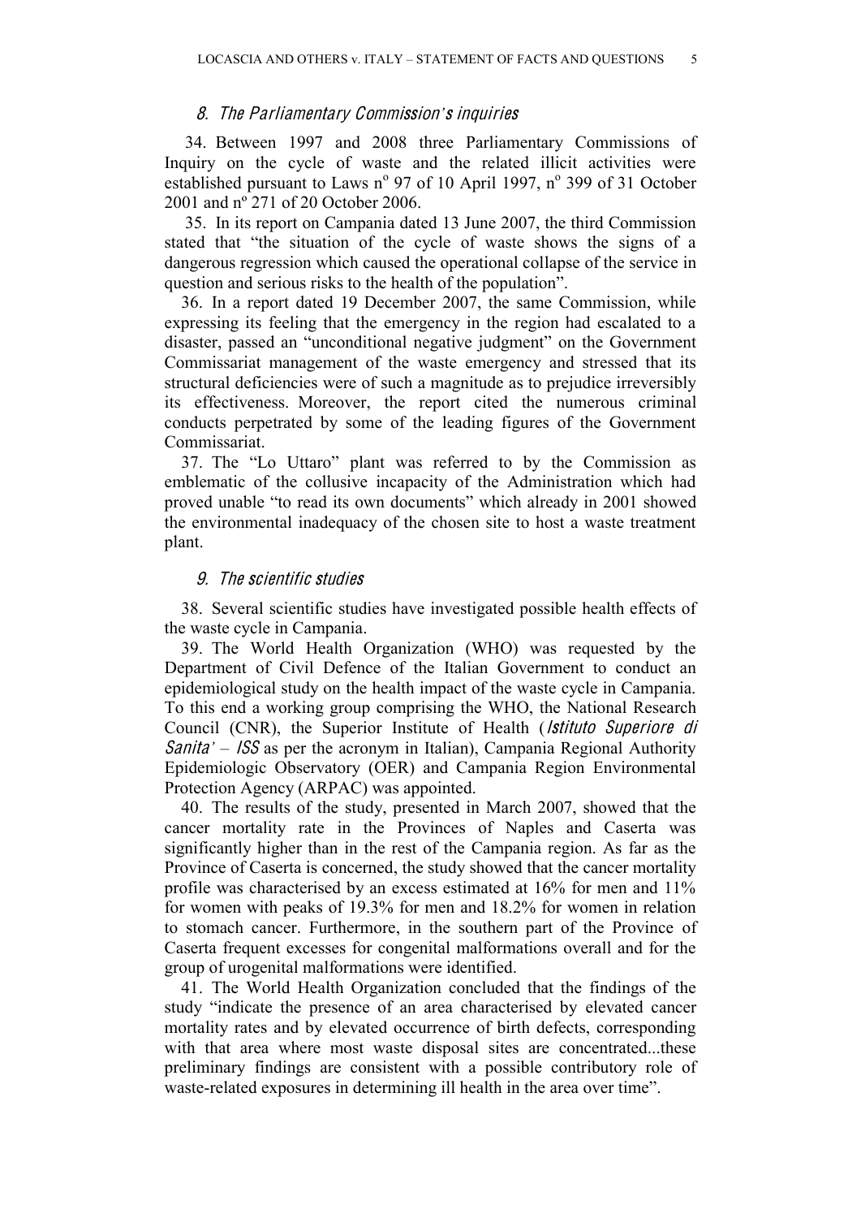### *8. The Parliamentary Commission's inquiries*

34. Between 1997 and 2008 three Parliamentary Commissions of Inquiry on the cycle of waste and the related illicit activities were established pursuant to Laws n° 97 of 10 April 1997, n° 399 of 31 October 2001 and nº 271 of 20 October 2006.

35. In its report on Campania dated 13 June 2007, the third Commission stated that "the situation of the cycle of waste shows the signs of a dangerous regression which caused the operational collapse of the service in question and serious risks to the health of the population".

36. In a report dated 19 December 2007, the same Commission, while expressing its feeling that the emergency in the region had escalated to a disaster, passed an "unconditional negative judgment" on the Government Commissariat management of the waste emergency and stressed that its structural deficiencies were of such a magnitude as to prejudice irreversibly its effectiveness. Moreover, the report cited the numerous criminal conducts perpetrated by some of the leading figures of the Government Commissariat.

37. The "Lo Uttaro" plant was referred to by the Commission as emblematic of the collusive incapacity of the Administration which had proved unable "to read its own documents" which already in 2001 showed the environmental inadequacy of the chosen site to host a waste treatment plant.

### *9. The scientific studies*

38. Several scientific studies have investigated possible health effects of the waste cycle in Campania.

39. The World Health Organization (WHO) was requested by the Department of Civil Defence of the Italian Government to conduct an epidemiological study on the health impact of the waste cycle in Campania. To this end a working group comprising the WHO, the National Research Council (CNR), the Superior Institute of Health (*Istituto Superiore di Sanita'* – *ISS* as per the acronym in Italian), Campania Regional Authority Epidemiologic Observatory (OER) and Campania Region Environmental Protection Agency (ARPAC) was appointed.

40. The results of the study, presented in March 2007, showed that the cancer mortality rate in the Provinces of Naples and Caserta was significantly higher than in the rest of the Campania region. As far as the Province of Caserta is concerned, the study showed that the cancer mortality profile was characterised by an excess estimated at 16% for men and 11% for women with peaks of 19.3% for men and 18.2% for women in relation to stomach cancer. Furthermore, in the southern part of the Province of Caserta frequent excesses for congenital malformations overall and for the group of urogenital malformations were identified.

41. The World Health Organization concluded that the findings of the study "indicate the presence of an area characterised by elevated cancer mortality rates and by elevated occurrence of birth defects, corresponding with that area where most waste disposal sites are concentrated...these preliminary findings are consistent with a possible contributory role of waste-related exposures in determining ill health in the area over time".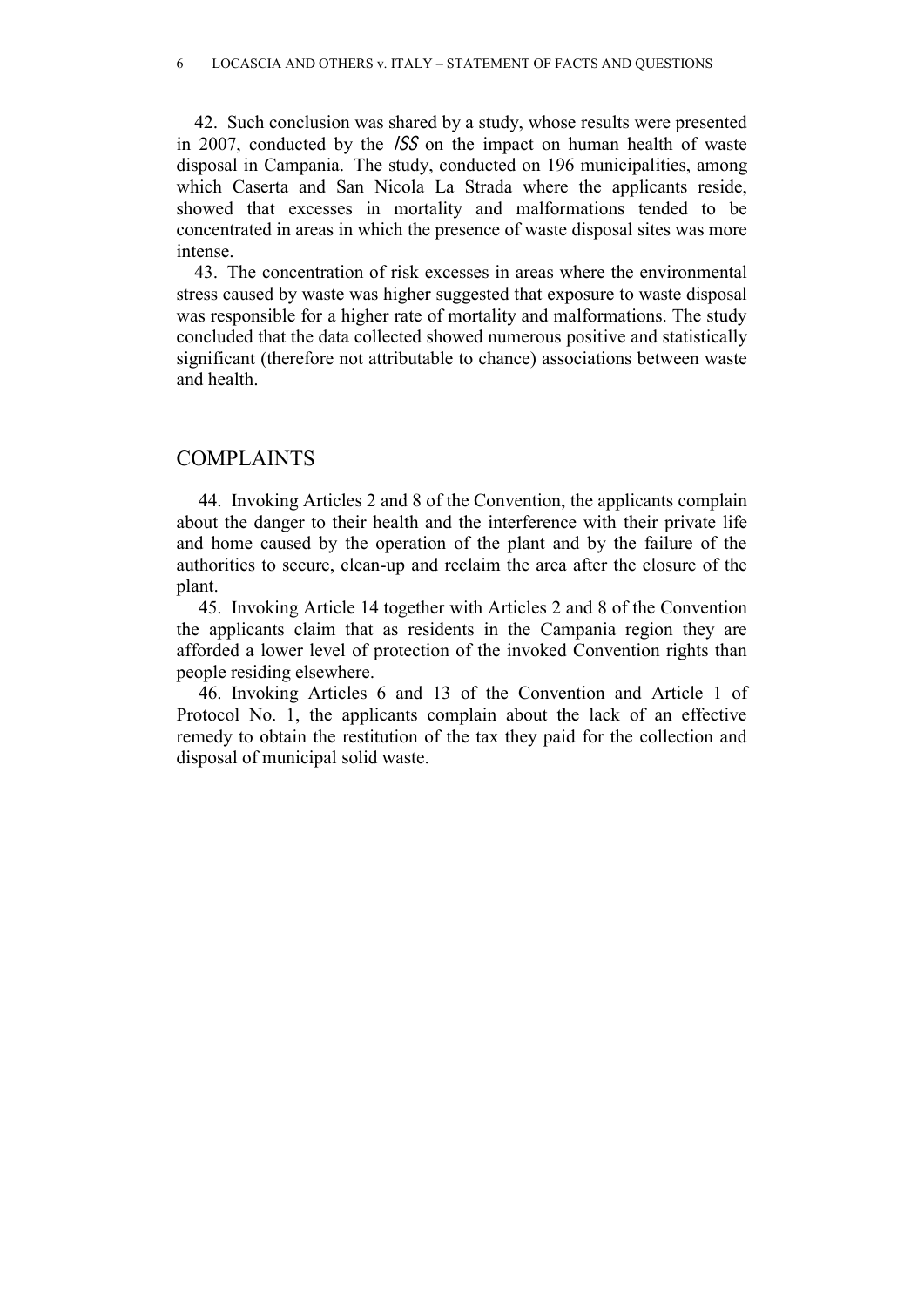42. Such conclusion was shared by a study, whose results were presented in 2007, conducted by the *ISS* on the impact on human health of waste disposal in Campania. The study, conducted on 196 municipalities, among which Caserta and San Nicola La Strada where the applicants reside, showed that excesses in mortality and malformations tended to be concentrated in areas in which the presence of waste disposal sites was more intense.

43. The concentration of risk excesses in areas where the environmental stress caused by waste was higher suggested that exposure to waste disposal was responsible for a higher rate of mortality and malformations. The study concluded that the data collected showed numerous positive and statistically significant (therefore not attributable to chance) associations between waste and health.

## COMPLAINTS

44. Invoking Articles 2 and 8 of the Convention, the applicants complain about the danger to their health and the interference with their private life and home caused by the operation of the plant and by the failure of the authorities to secure, clean-up and reclaim the area after the closure of the plant.

45. Invoking Article 14 together with Articles 2 and 8 of the Convention the applicants claim that as residents in the Campania region they are afforded a lower level of protection of the invoked Convention rights than people residing elsewhere.

46. Invoking Articles 6 and 13 of the Convention and Article 1 of Protocol No. 1, the applicants complain about the lack of an effective remedy to obtain the restitution of the tax they paid for the collection and disposal of municipal solid waste.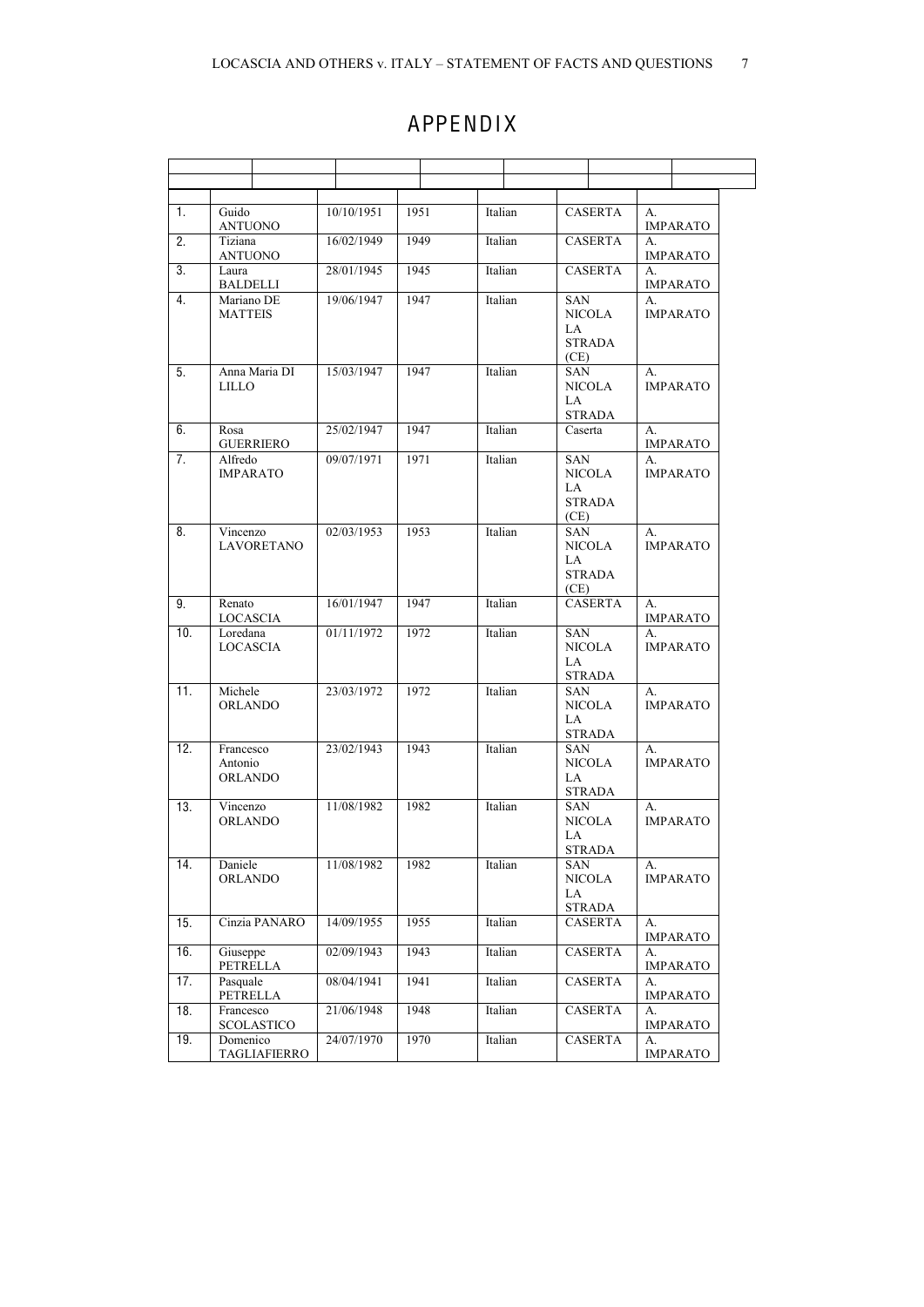# APPENDIX

| | | | | | | |
|---|---|---|---|---|---|---|
| 1. | Guido ANTUONO | 10/10/1951 | 1951 | Italian | CASERTA | A. IMPARATO |
| 2. | Tiziana ANTUONO | 16/02/1949 | 1949 | Italian | CASERTA | A. IMPARATO |
| 3. | Laura BALDELLI | 28/01/1945 | 1945 | Italian | CASERTA | A. IMPARATO |
| 4. | Mariano DE MATTEIS | 19/06/1947 | 1947 | Italian | SAN NICOLA LA STRADA (CE) | A. IMPARATO |
| 5. | Anna Maria DI LILLO | 15/03/1947 | 1947 | Italian | SAN NICOLA LA STRADA | A. IMPARATO |
| 6. | Rosa GUERRIERO | 25/02/1947 | 1947 | Italian | Caserta | A. IMPARATO |
| 7. | Alfredo IMPARATO | 09/07/1971 | 1971 | Italian | SAN NICOLA LA STRADA (CE) | A. IMPARATO |
| 8. | Vincenzo LAVORETANO | 02/03/1953 | 1953 | Italian | SAN NICOLA LA STRADA (CE) | A. IMPARATO |
| 9. | Renato LOCASCIA | 16/01/1947 | 1947 | Italian | CASERTA | A. IMPARATO |
| 10. | Loredana LOCASCIA | 01/11/1972 | 1972 | Italian | SAN NICOLA LA STRADA | A. IMPARATO |
| 11. | Michele ORLANDO | 23/03/1972 | 1972 | Italian | SAN NICOLA LA STRADA | A. IMPARATO |
| 12. | Francesco Antonio ORLANDO | 23/02/1943 | 1943 | Italian | SAN NICOLA LA STRADA | A. IMPARATO |
| 13. | Vincenzo ORLANDO | 11/08/1982 | 1982 | Italian | SAN NICOLA LA STRADA | A. IMPARATO |
| 14. | Daniele ORLANDO | 11/08/1982 | 1982 | Italian | SAN NICOLA LA STRADA | A. IMPARATO |
| 15. | Cinzia PANARO | 14/09/1955 | 1955 | Italian | CASERTA | A. IMPARATO |
| 16. | Giuseppe PETRELLA | 02/09/1943 | 1943 | Italian | CASERTA | A. IMPARATO |
| 17. | Pasquale PETRELLA | 08/04/1941 | 1941 | Italian | CASERTA | A. IMPARATO |
| 18. | Francesco SCOLASTICO | 21/06/1948 | 1948 | Italian | CASERTA | A. IMPARATO |
| 19. | Domenico TAGLIAFIERRO | 24/07/1970 | 1970 | Italian | CASERTA | A. IMPARATO |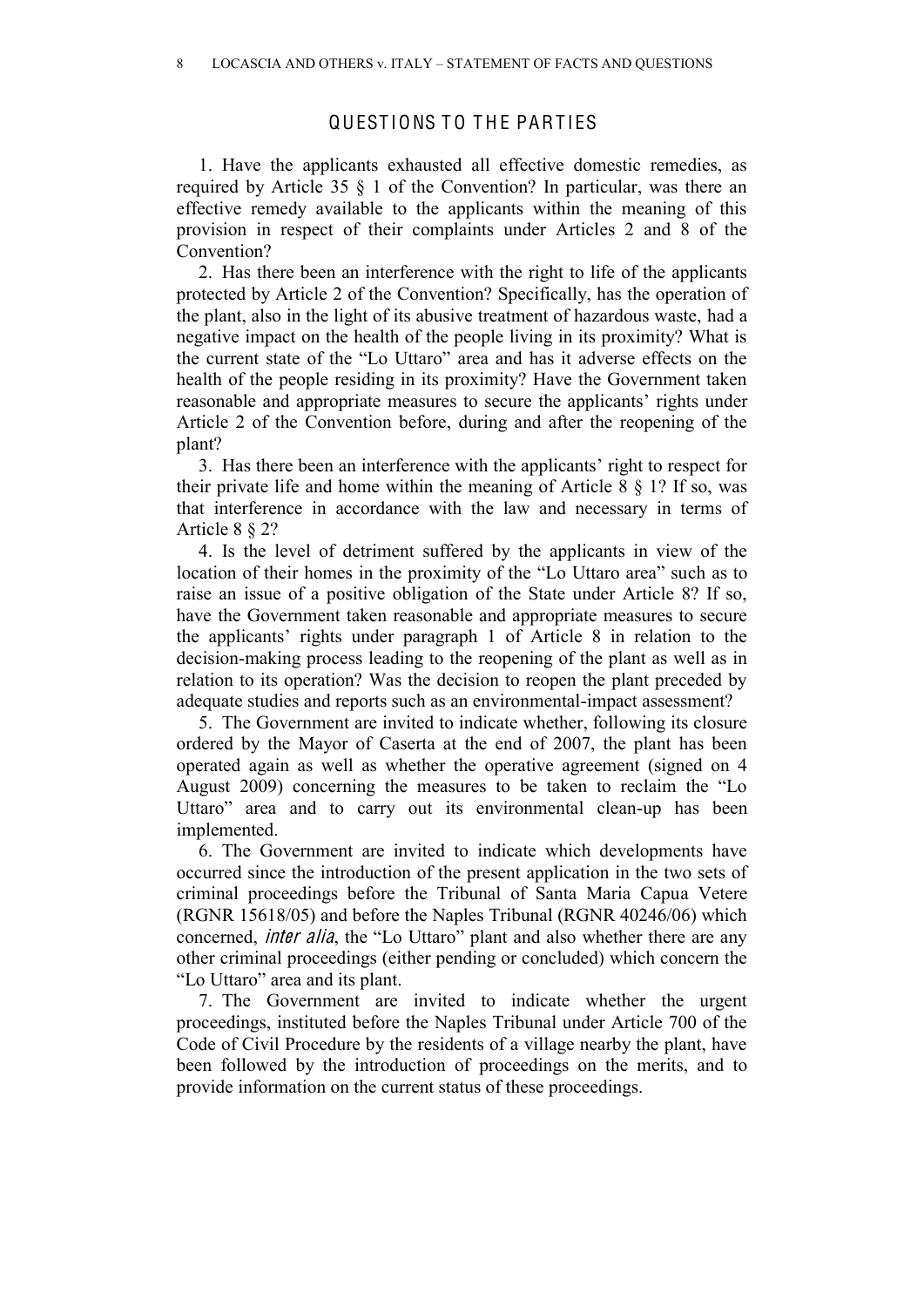## QUESTIONS TO THE PARTIES

1. Have the applicants exhausted all effective domestic remedies, as required by Article 35 § 1 of the Convention? In particular, was there an effective remedy available to the applicants within the meaning of this provision in respect of their complaints under Articles 2 and 8 of the Convention?

2. Has there been an interference with the right to life of the applicants protected by Article 2 of the Convention? Specifically, has the operation of the plant, also in the light of its abusive treatment of hazardous waste, had a negative impact on the health of the people living in its proximity? What is the current state of the "Lo Uttaro" area and has it adverse effects on the health of the people residing in its proximity? Have the Government taken reasonable and appropriate measures to secure the applicants' rights under Article 2 of the Convention before, during and after the reopening of the plant?

3. Has there been an interference with the applicants' right to respect for their private life and home within the meaning of Article 8 § 1? If so, was that interference in accordance with the law and necessary in terms of Article 8 § 2?

4. Is the level of detriment suffered by the applicants in view of the location of their homes in the proximity of the "Lo Uttaro area" such as to raise an issue of a positive obligation of the State under Article 8? If so, have the Government taken reasonable and appropriate measures to secure the applicants' rights under paragraph 1 of Article 8 in relation to the decision-making process leading to the reopening of the plant as well as in relation to its operation? Was the decision to reopen the plant preceded by adequate studies and reports such as an environmental-impact assessment?

5. The Government are invited to indicate whether, following its closure ordered by the Mayor of Caserta at the end of 2007, the plant has been operated again as well as whether the operative agreement (signed on 4 August 2009) concerning the measures to be taken to reclaim the "Lo Uttaro" area and to carry out its environmental clean-up has been implemented.

6. The Government are invited to indicate which developments have occurred since the introduction of the present application in the two sets of criminal proceedings before the Tribunal of Santa Maria Capua Vetere (RGNR 15618/05) and before the Naples Tribunal (RGNR 40246/06) which concerned, *inter alia*, the "Lo Uttaro" plant and also whether there are any other criminal proceedings (either pending or concluded) which concern the "Lo Uttaro" area and its plant.

7. The Government are invited to indicate whether the urgent proceedings, instituted before the Naples Tribunal under Article 700 of the Code of Civil Procedure by the residents of a village nearby the plant, have been followed by the introduction of proceedings on the merits, and to provide information on the current status of these proceedings.